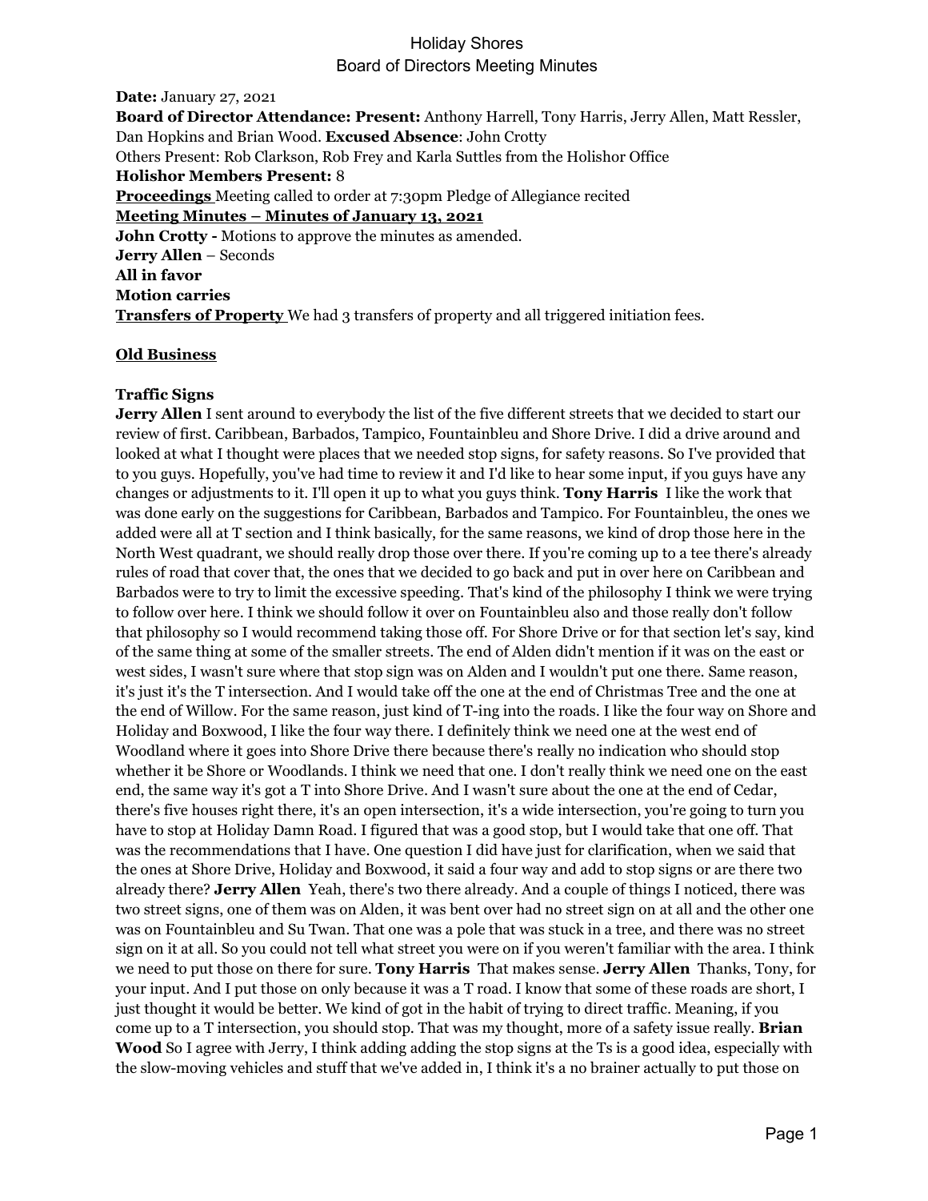# Holiday Shores
## Board of Directors Meeting Minutes

**Date:** January 27, 2021
**Board of Director Attendance: Present:** Anthony Harrell, Tony Harris, Jerry Allen, Matt Ressler, Dan Hopkins and Brian Wood. **Excused Absence**: John Crotty
Others Present: Rob Clarkson, Rob Frey and Karla Suttles from the Holishor Office
**Holishor Members Present:** 8
**Proceedings** Meeting called to order at 7:30pm Pledge of Allegiance recited
**Meeting Minutes – Minutes of January 13, 2021**
**John Crotty -** Motions to approve the minutes as amended.
**Jerry Allen** – Seconds
**All in favor**
**Motion carries**
**Transfers of Property** We had 3 transfers of property and all triggered initiation fees.

**Old Business**

**Traffic Signs**
**Jerry Allen** I sent around to everybody the list of the five different streets that we decided to start our review of first. Caribbean, Barbados, Tampico, Fountainbleu and Shore Drive. I did a drive around and looked at what I thought were places that we needed stop signs, for safety reasons. So I've provided that to you guys. Hopefully, you've had time to review it and I'd like to hear some input, if you guys have any changes or adjustments to it. I'll open it up to what you guys think. **Tony Harris** I like the work that was done early on the suggestions for Caribbean, Barbados and Tampico. For Fountainbleu, the ones we added were all at T section and I think basically, for the same reasons, we kind of drop those here in the North West quadrant, we should really drop those over there. If you're coming up to a tee there's already rules of road that cover that, the ones that we decided to go back and put in over here on Caribbean and Barbados were to try to limit the excessive speeding. That's kind of the philosophy I think we were trying to follow over here. I think we should follow it over on Fountainbleu also and those really don't follow that philosophy so I would recommend taking those off. For Shore Drive or for that section let's say, kind of the same thing at some of the smaller streets. The end of Alden didn't mention if it was on the east or west sides, I wasn't sure where that stop sign was on Alden and I wouldn't put one there. Same reason, it's just it's the T intersection. And I would take off the one at the end of Christmas Tree and the one at the end of Willow. For the same reason, just kind of T-ing into the roads. I like the four way on Shore and Holiday and Boxwood, I like the four way there. I definitely think we need one at the west end of Woodland where it goes into Shore Drive there because there's really no indication who should stop whether it be Shore or Woodlands. I think we need that one. I don't really think we need one on the east end, the same way it's got a T into Shore Drive. And I wasn't sure about the one at the end of Cedar, there's five houses right there, it's an open intersection, it's a wide intersection, you're going to turn you have to stop at Holiday Damn Road. I figured that was a good stop, but I would take that one off. That was the recommendations that I have. One question I did have just for clarification, when we said that the ones at Shore Drive, Holiday and Boxwood, it said a four way and add to stop signs or are there two already there? **Jerry Allen** Yeah, there's two there already. And a couple of things I noticed, there was two street signs, one of them was on Alden, it was bent over had no street sign on at all and the other one was on Fountainbleu and Su Twan. That one was a pole that was stuck in a tree, and there was no street sign on it at all. So you could not tell what street you were on if you weren't familiar with the area. I think we need to put those on there for sure. **Tony Harris** That makes sense. **Jerry Allen** Thanks, Tony, for your input. And I put those on only because it was a T road. I know that some of these roads are short, I just thought it would be better. We kind of got in the habit of trying to direct traffic. Meaning, if you come up to a T intersection, you should stop. That was my thought, more of a safety issue really. **Brian Wood** So I agree with Jerry, I think adding adding the stop signs at the Ts is a good idea, especially with the slow-moving vehicles and stuff that we've added in, I think it's a no brainer actually to put those on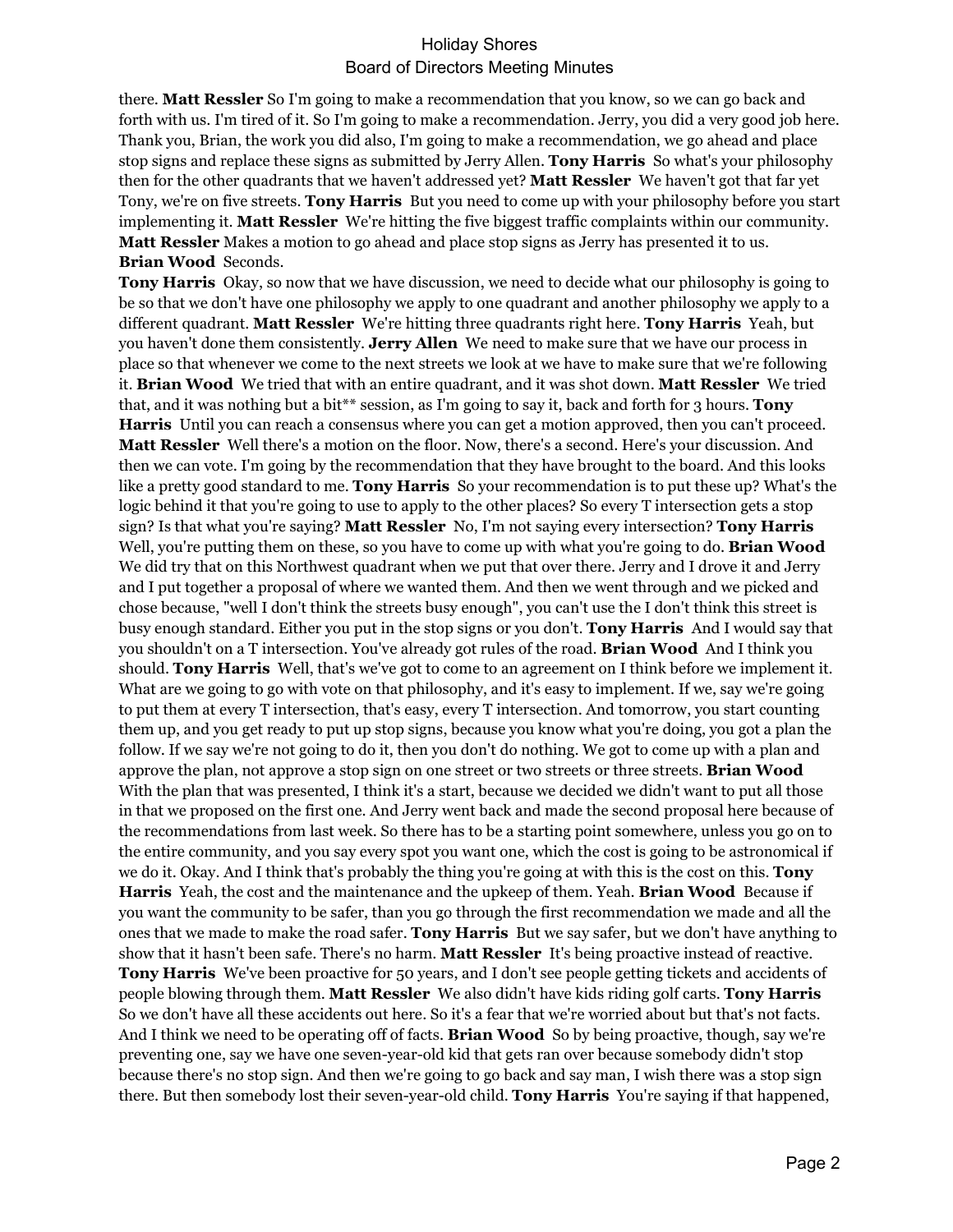there. **Matt Ressler** So I'm going to make a recommendation that you know, so we can go back and forth with us. I'm tired of it. So I'm going to make a recommendation. Jerry, you did a very good job here. Thank you, Brian, the work you did also, I'm going to make a recommendation, we go ahead and place stop signs and replace these signs as submitted by Jerry Allen. **Tony Harris** So what's your philosophy then for the other quadrants that we haven't addressed yet? **Matt Ressler** We haven't got that far yet Tony, we're on five streets. **Tony Harris** But you need to come up with your philosophy before you start implementing it. **Matt Ressler** We're hitting the five biggest traffic complaints within our community.
**Matt Ressler** Makes a motion to go ahead and place stop signs as Jerry has presented it to us.
**Brian Wood** Seconds.
**Tony Harris** Okay, so now that we have discussion, we need to decide what our philosophy is going to be so that we don't have one philosophy we apply to one quadrant and another philosophy we apply to a different quadrant. **Matt Ressler** We're hitting three quadrants right here. **Tony Harris** Yeah, but you haven't done them consistently. **Jerry Allen** We need to make sure that we have our process in place so that whenever we come to the next streets we look at we have to make sure that we're following it. **Brian Wood** We tried that with an entire quadrant, and it was shot down. **Matt Ressler** We tried that, and it was nothing but a bit** session, as I'm going to say it, back and forth for 3 hours. **Tony Harris** Until you can reach a consensus where you can get a motion approved, then you can't proceed. **Matt Ressler** Well there's a motion on the floor. Now, there's a second. Here's your discussion. And then we can vote. I'm going by the recommendation that they have brought to the board. And this looks like a pretty good standard to me. **Tony Harris** So your recommendation is to put these up? What's the logic behind it that you're going to use to apply to the other places? So every T intersection gets a stop sign? Is that what you're saying? **Matt Ressler** No, I'm not saying every intersection? **Tony Harris** Well, you're putting them on these, so you have to come up with what you're going to do. **Brian Wood** We did try that on this Northwest quadrant when we put that over there. Jerry and I drove it and Jerry and I put together a proposal of where we wanted them. And then we went through and we picked and chose because, "well I don't think the streets busy enough", you can't use the I don't think this street is busy enough standard. Either you put in the stop signs or you don't. **Tony Harris** And I would say that you shouldn't on a T intersection. You've already got rules of the road. **Brian Wood** And I think you should. **Tony Harris** Well, that's we've got to come to an agreement on I think before we implement it. What are we going to go with vote on that philosophy, and it's easy to implement. If we, say we're going to put them at every T intersection, that's easy, every T intersection. And tomorrow, you start counting them up, and you get ready to put up stop signs, because you know what you're doing, you got a plan the follow. If we say we're not going to do it, then you don't do nothing. We got to come up with a plan and approve the plan, not approve a stop sign on one street or two streets or three streets. **Brian Wood** With the plan that was presented, I think it's a start, because we decided we didn't want to put all those in that we proposed on the first one. And Jerry went back and made the second proposal here because of the recommendations from last week. So there has to be a starting point somewhere, unless you go on to the entire community, and you say every spot you want one, which the cost is going to be astronomical if we do it. Okay. And I think that's probably the thing you're going at with this is the cost on this. **Tony Harris** Yeah, the cost and the maintenance and the upkeep of them. Yeah. **Brian Wood** Because if you want the community to be safer, than you go through the first recommendation we made and all the ones that we made to make the road safer. **Tony Harris** But we say safer, but we don't have anything to show that it hasn't been safe. There's no harm. **Matt Ressler** It's being proactive instead of reactive. **Tony Harris** We've been proactive for 50 years, and I don't see people getting tickets and accidents of people blowing through them. **Matt Ressler** We also didn't have kids riding golf carts. **Tony Harris** So we don't have all these accidents out here. So it's a fear that we're worried about but that's not facts. And I think we need to be operating off of facts. **Brian Wood** So by being proactive, though, say we're preventing one, say we have one seven-year-old kid that gets ran over because somebody didn't stop because there's no stop sign. And then we're going to go back and say man, I wish there was a stop sign there. But then somebody lost their seven-year-old child. **Tony Harris** You're saying if that happened,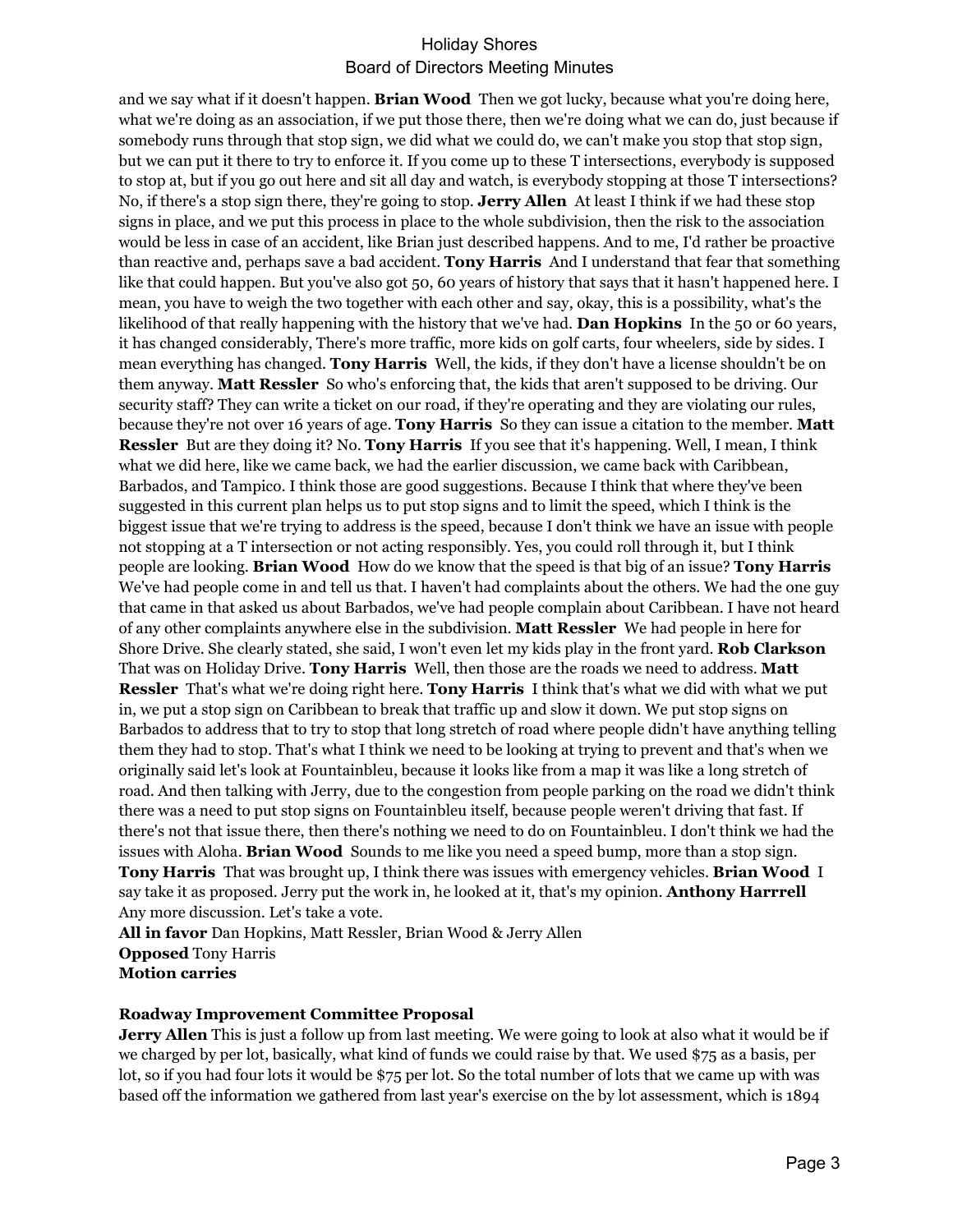and we say what if it doesn't happen. **Brian Wood** Then we got lucky, because what you're doing here, what we're doing as an association, if we put those there, then we're doing what we can do, just because if somebody runs through that stop sign, we did what we could do, we can't make you stop that stop sign, but we can put it there to try to enforce it. If you come up to these T intersections, everybody is supposed to stop at, but if you go out here and sit all day and watch, is everybody stopping at those T intersections? No, if there's a stop sign there, they're going to stop. **Jerry Allen** At least I think if we had these stop signs in place, and we put this process in place to the whole subdivision, then the risk to the association would be less in case of an accident, like Brian just described happens. And to me, I'd rather be proactive than reactive and, perhaps save a bad accident. **Tony Harris** And I understand that fear that something like that could happen. But you've also got 50, 60 years of history that says that it hasn't happened here. I mean, you have to weigh the two together with each other and say, okay, this is a possibility, what's the likelihood of that really happening with the history that we've had. **Dan Hopkins** In the 50 or 60 years, it has changed considerably, There's more traffic, more kids on golf carts, four wheelers, side by sides. I mean everything has changed. **Tony Harris** Well, the kids, if they don't have a license shouldn't be on them anyway. **Matt Ressler** So who's enforcing that, the kids that aren't supposed to be driving. Our security staff? They can write a ticket on our road, if they're operating and they are violating our rules, because they're not over 16 years of age. **Tony Harris** So they can issue a citation to the member. **Matt Ressler** But are they doing it? No. **Tony Harris** If you see that it's happening. Well, I mean, I think what we did here, like we came back, we had the earlier discussion, we came back with Caribbean, Barbados, and Tampico. I think those are good suggestions. Because I think that where they've been suggested in this current plan helps us to put stop signs and to limit the speed, which I think is the biggest issue that we're trying to address is the speed, because I don't think we have an issue with people not stopping at a T intersection or not acting responsibly. Yes, you could roll through it, but I think people are looking. **Brian Wood** How do we know that the speed is that big of an issue? **Tony Harris** We've had people come in and tell us that. I haven't had complaints about the others. We had the one guy that came in that asked us about Barbados, we've had people complain about Caribbean. I have not heard of any other complaints anywhere else in the subdivision. **Matt Ressler** We had people in here for Shore Drive. She clearly stated, she said, I won't even let my kids play in the front yard. **Rob Clarkson** That was on Holiday Drive. **Tony Harris** Well, then those are the roads we need to address. **Matt Ressler** That's what we're doing right here. **Tony Harris** I think that's what we did with what we put in, we put a stop sign on Caribbean to break that traffic up and slow it down. We put stop signs on Barbados to address that to try to stop that long stretch of road where people didn't have anything telling them they had to stop. That's what I think we need to be looking at trying to prevent and that's when we originally said let's look at Fountainbleu, because it looks like from a map it was like a long stretch of road. And then talking with Jerry, due to the congestion from people parking on the road we didn't think there was a need to put stop signs on Fountainbleu itself, because people weren't driving that fast. If there's not that issue there, then there's nothing we need to do on Fountainbleu. I don't think we had the issues with Aloha. **Brian Wood** Sounds to me like you need a speed bump, more than a stop sign. **Tony Harris** That was brought up, I think there was issues with emergency vehicles. **Brian Wood** I say take it as proposed. Jerry put the work in, he looked at it, that's my opinion. **Anthony Harrrell** Any more discussion. Let's take a vote.

**All in favor** Dan Hopkins, Matt Ressler, Brian Wood & Jerry Allen
**Opposed** Tony Harris
**Motion carries**

**Roadway Improvement Committee Proposal**

**Jerry Allen** This is just a follow up from last meeting. We were going to look at also what it would be if we charged by per lot, basically, what kind of funds we could raise by that. We used $75 as a basis, per lot, so if you had four lots it would be $75 per lot. So the total number of lots that we came up with was based off the information we gathered from last year's exercise on the by lot assessment, which is 1894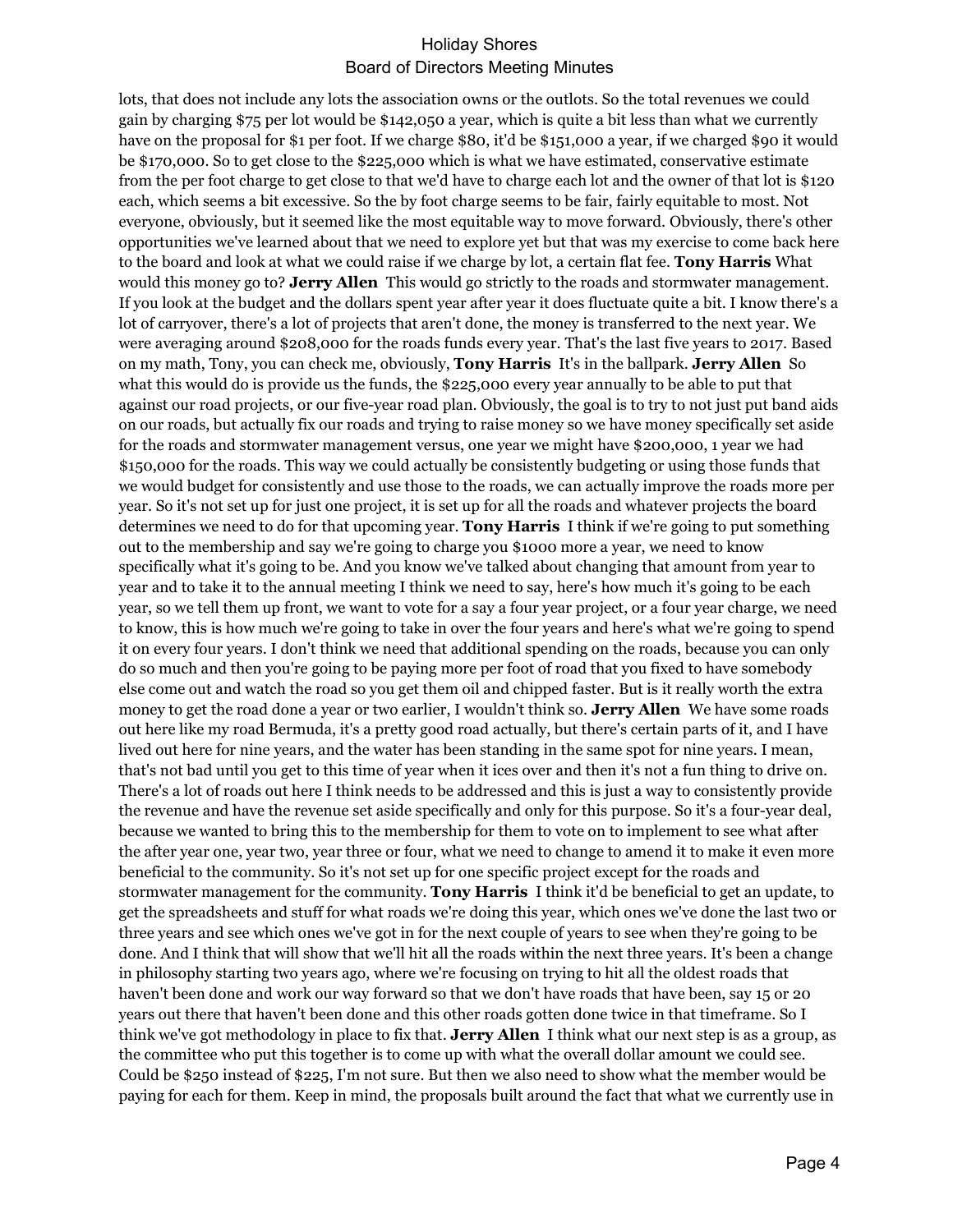lots, that does not include any lots the association owns or the outlots. So the total revenues we could gain by charging $75 per lot would be $142,050 a year, which is quite a bit less than what we currently have on the proposal for $1 per foot. If we charge $80, it'd be $151,000 a year, if we charged $90 it would be $170,000. So to get close to the $225,000 which is what we have estimated, conservative estimate from the per foot charge to get close to that we'd have to charge each lot and the owner of that lot is $120 each, which seems a bit excessive. So the by foot charge seems to be fair, fairly equitable to most. Not everyone, obviously, but it seemed like the most equitable way to move forward. Obviously, there's other opportunities we've learned about that we need to explore yet but that was my exercise to come back here to the board and look at what we could raise if we charge by lot, a certain flat fee. **Tony Harris** What would this money go to? **Jerry Allen** This would go strictly to the roads and stormwater management. If you look at the budget and the dollars spent year after year it does fluctuate quite a bit. I know there's a lot of carryover, there's a lot of projects that aren't done, the money is transferred to the next year. We were averaging around $208,000 for the roads funds every year. That's the last five years to 2017. Based on my math, Tony, you can check me, obviously, **Tony Harris** It's in the ballpark. **Jerry Allen** So what this would do is provide us the funds, the $225,000 every year annually to be able to put that against our road projects, or our five-year road plan. Obviously, the goal is to try to not just put band aids on our roads, but actually fix our roads and trying to raise money so we have money specifically set aside for the roads and stormwater management versus, one year we might have $200,000, 1 year we had $150,000 for the roads. This way we could actually be consistently budgeting or using those funds that we would budget for consistently and use those to the roads, we can actually improve the roads more per year. So it's not set up for just one project, it is set up for all the roads and whatever projects the board determines we need to do for that upcoming year. **Tony Harris** I think if we're going to put something out to the membership and say we're going to charge you $1000 more a year, we need to know specifically what it's going to be. And you know we've talked about changing that amount from year to year and to take it to the annual meeting I think we need to say, here's how much it's going to be each year, so we tell them up front, we want to vote for a say a four year project, or a four year charge, we need to know, this is how much we're going to take in over the four years and here's what we're going to spend it on every four years. I don't think we need that additional spending on the roads, because you can only do so much and then you're going to be paying more per foot of road that you fixed to have somebody else come out and watch the road so you get them oil and chipped faster. But is it really worth the extra money to get the road done a year or two earlier, I wouldn't think so. **Jerry Allen** We have some roads out here like my road Bermuda, it's a pretty good road actually, but there's certain parts of it, and I have lived out here for nine years, and the water has been standing in the same spot for nine years. I mean, that's not bad until you get to this time of year when it ices over and then it's not a fun thing to drive on. There's a lot of roads out here I think needs to be addressed and this is just a way to consistently provide the revenue and have the revenue set aside specifically and only for this purpose. So it's a four-year deal, because we wanted to bring this to the membership for them to vote on to implement to see what after the after year one, year two, year three or four, what we need to change to amend it to make it even more beneficial to the community. So it's not set up for one specific project except for the roads and stormwater management for the community. **Tony Harris** I think it'd be beneficial to get an update, to get the spreadsheets and stuff for what roads we're doing this year, which ones we've done the last two or three years and see which ones we've got in for the next couple of years to see when they're going to be done. And I think that will show that we'll hit all the roads within the next three years. It's been a change in philosophy starting two years ago, where we're focusing on trying to hit all the oldest roads that haven't been done and work our way forward so that we don't have roads that have been, say 15 or 20 years out there that haven't been done and this other roads gotten done twice in that timeframe. So I think we've got methodology in place to fix that. **Jerry Allen** I think what our next step is as a group, as the committee who put this together is to come up with what the overall dollar amount we could see. Could be $250 instead of $225, I'm not sure. But then we also need to show what the member would be paying for each for them. Keep in mind, the proposals built around the fact that what we currently use in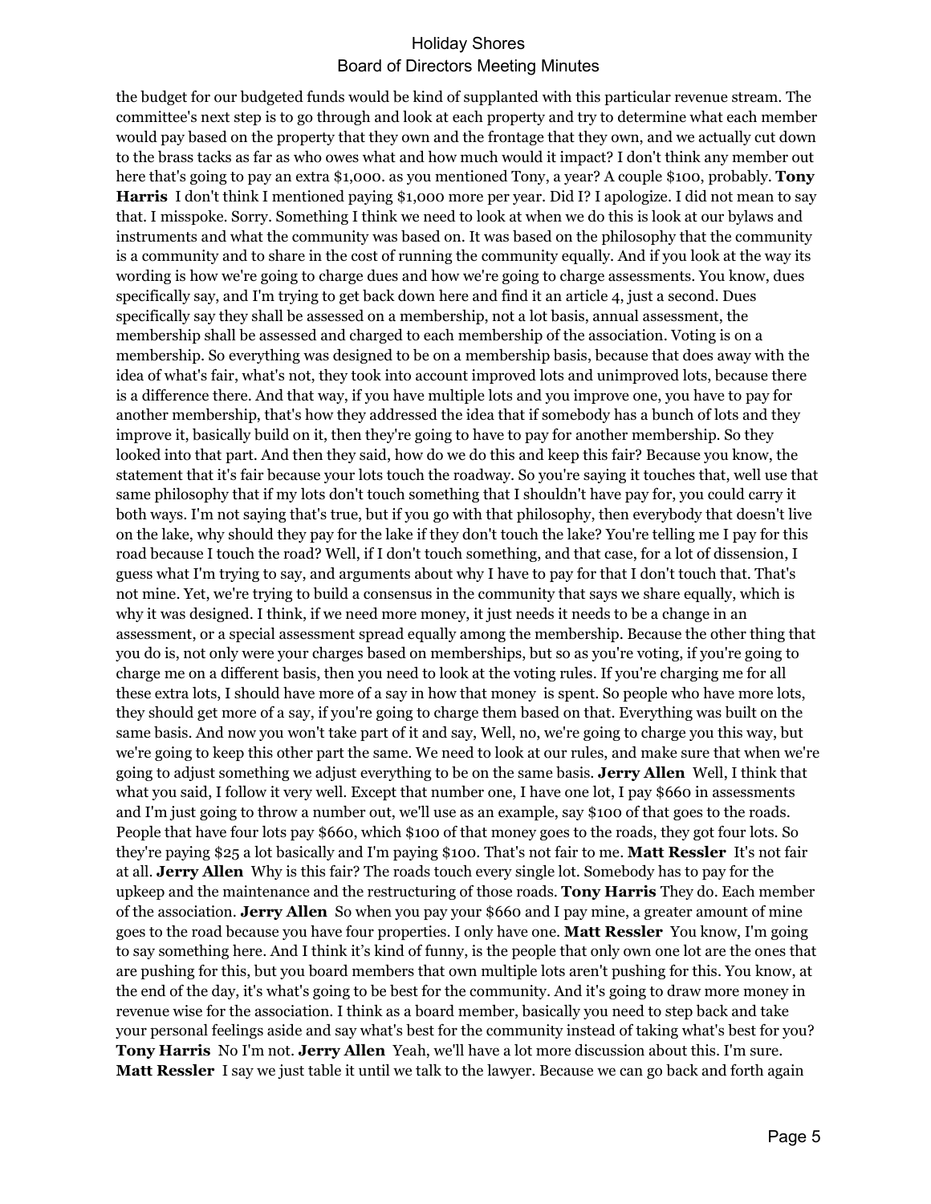the budget for our budgeted funds would be kind of supplanted with this particular revenue stream. The committee's next step is to go through and look at each property and try to determine what each member would pay based on the property that they own and the frontage that they own, and we actually cut down to the brass tacks as far as who owes what and how much would it impact? I don't think any member out here that's going to pay an extra $1,000. as you mentioned Tony, a year? A couple $100, probably. **Tony Harris** I don't think I mentioned paying $1,000 more per year. Did I? I apologize. I did not mean to say that. I misspoke. Sorry. Something I think we need to look at when we do this is look at our bylaws and instruments and what the community was based on. It was based on the philosophy that the community is a community and to share in the cost of running the community equally. And if you look at the way its wording is how we're going to charge dues and how we're going to charge assessments. You know, dues specifically say, and I'm trying to get back down here and find it an article 4, just a second. Dues specifically say they shall be assessed on a membership, not a lot basis, annual assessment, the membership shall be assessed and charged to each membership of the association. Voting is on a membership. So everything was designed to be on a membership basis, because that does away with the idea of what's fair, what's not, they took into account improved lots and unimproved lots, because there is a difference there. And that way, if you have multiple lots and you improve one, you have to pay for another membership, that's how they addressed the idea that if somebody has a bunch of lots and they improve it, basically build on it, then they're going to have to pay for another membership. So they looked into that part. And then they said, how do we do this and keep this fair? Because you know, the statement that it's fair because your lots touch the roadway. So you're saying it touches that, well use that same philosophy that if my lots don't touch something that I shouldn't have pay for, you could carry it both ways. I'm not saying that's true, but if you go with that philosophy, then everybody that doesn't live on the lake, why should they pay for the lake if they don't touch the lake? You're telling me I pay for this road because I touch the road? Well, if I don't touch something, and that case, for a lot of dissension, I guess what I'm trying to say, and arguments about why I have to pay for that I don't touch that. That's not mine. Yet, we're trying to build a consensus in the community that says we share equally, which is why it was designed. I think, if we need more money, it just needs it needs to be a change in an assessment, or a special assessment spread equally among the membership. Because the other thing that you do is, not only were your charges based on memberships, but so as you're voting, if you're going to charge me on a different basis, then you need to look at the voting rules. If you're charging me for all these extra lots, I should have more of a say in how that money is spent. So people who have more lots, they should get more of a say, if you're going to charge them based on that. Everything was built on the same basis. And now you won't take part of it and say, Well, no, we're going to charge you this way, but we're going to keep this other part the same. We need to look at our rules, and make sure that when we're going to adjust something we adjust everything to be on the same basis. **Jerry Allen** Well, I think that what you said, I follow it very well. Except that number one, I have one lot, I pay $660 in assessments and I'm just going to throw a number out, we'll use as an example, say $100 of that goes to the roads. People that have four lots pay $660, which $100 of that money goes to the roads, they got four lots. So they're paying $25 a lot basically and I'm paying $100. That's not fair to me. **Matt Ressler** It's not fair at all. **Jerry Allen** Why is this fair? The roads touch every single lot. Somebody has to pay for the upkeep and the maintenance and the restructuring of those roads. **Tony Harris** They do. Each member of the association. **Jerry Allen** So when you pay your $660 and I pay mine, a greater amount of mine goes to the road because you have four properties. I only have one. **Matt Ressler** You know, I'm going to say something here. And I think it's kind of funny, is the people that only own one lot are the ones that are pushing for this, but you board members that own multiple lots aren't pushing for this. You know, at the end of the day, it's what's going to be best for the community. And it's going to draw more money in revenue wise for the association. I think as a board member, basically you need to step back and take your personal feelings aside and say what's best for the community instead of taking what's best for you? **Tony Harris** No I'm not. **Jerry Allen** Yeah, we'll have a lot more discussion about this. I'm sure. **Matt Ressler** I say we just table it until we talk to the lawyer. Because we can go back and forth again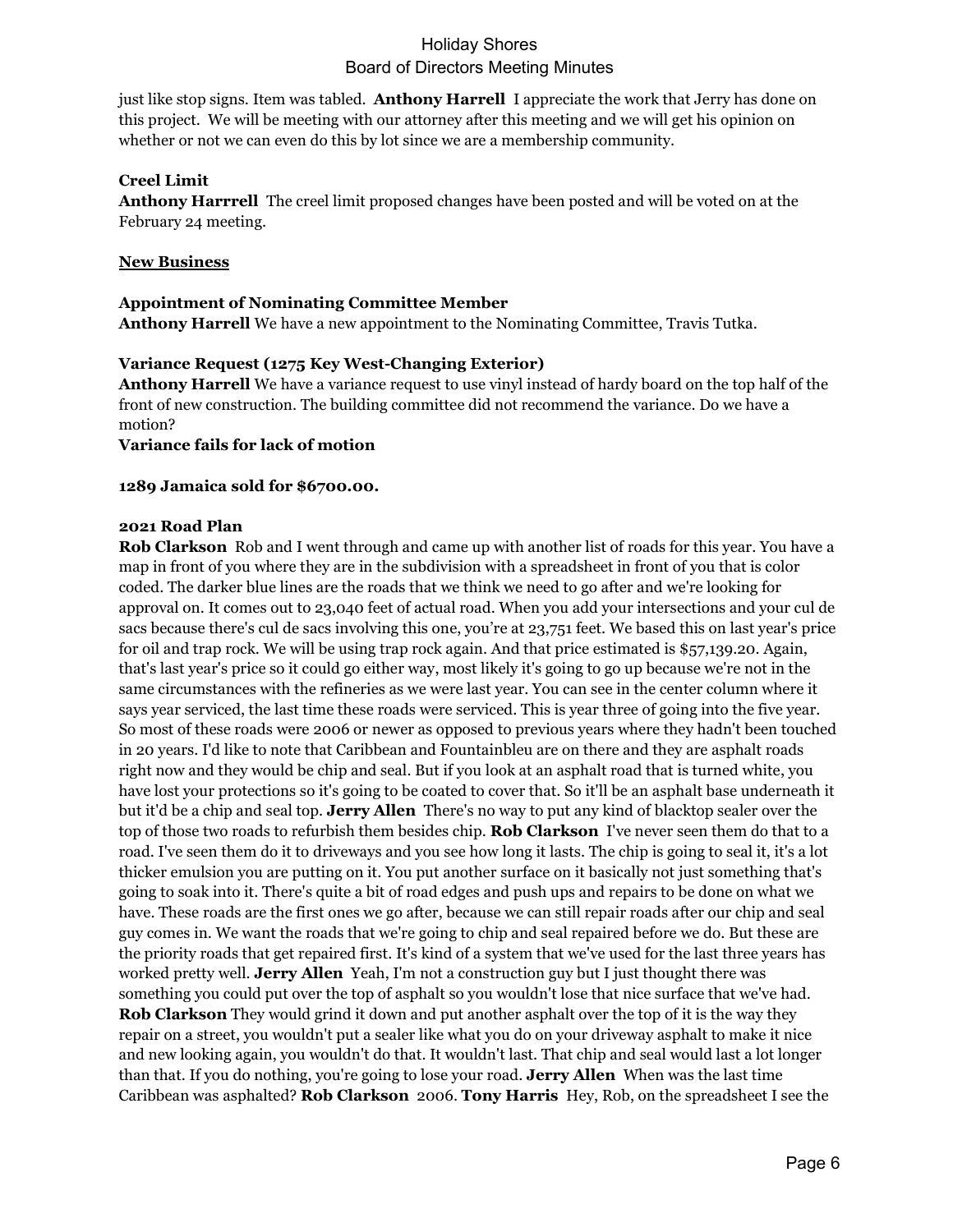just like stop signs. Item was tabled. **Anthony Harrell** I appreciate the work that Jerry has done on this project. We will be meeting with our attorney after this meeting and we will get his opinion on whether or not we can even do this by lot since we are a membership community.

**Creel Limit**

**Anthony Harrrell** The creel limit proposed changes have been posted and will be voted on at the February 24 meeting.

**New Business**

**Appointment of Nominating Committee Member**

**Anthony Harrell** We have a new appointment to the Nominating Committee, Travis Tutka.

**Variance Request (1275 Key West-Changing Exterior)**

**Anthony Harrell** We have a variance request to use vinyl instead of hardy board on the top half of the front of new construction. The building committee did not recommend the variance. Do we have a motion?

**Variance fails for lack of motion**

**1289 Jamaica sold for $6700.00.**

**2021 Road Plan**

**Rob Clarkson** Rob and I went through and came up with another list of roads for this year. You have a map in front of you where they are in the subdivision with a spreadsheet in front of you that is color coded. The darker blue lines are the roads that we think we need to go after and we're looking for approval on. It comes out to 23,040 feet of actual road. When you add your intersections and your cul de sacs because there's cul de sacs involving this one, you're at 23,751 feet. We based this on last year's price for oil and trap rock. We will be using trap rock again. And that price estimated is $57,139.20. Again, that's last year's price so it could go either way, most likely it's going to go up because we're not in the same circumstances with the refineries as we were last year. You can see in the center column where it says year serviced, the last time these roads were serviced. This is year three of going into the five year. So most of these roads were 2006 or newer as opposed to previous years where they hadn't been touched in 20 years. I'd like to note that Caribbean and Fountainbleu are on there and they are asphalt roads right now and they would be chip and seal. But if you look at an asphalt road that is turned white, you have lost your protections so it's going to be coated to cover that. So it'll be an asphalt base underneath it but it'd be a chip and seal top. **Jerry Allen** There's no way to put any kind of blacktop sealer over the top of those two roads to refurbish them besides chip. **Rob Clarkson** I've never seen them do that to a road. I've seen them do it to driveways and you see how long it lasts. The chip is going to seal it, it's a lot thicker emulsion you are putting on it. You put another surface on it basically not just something that's going to soak into it. There's quite a bit of road edges and push ups and repairs to be done on what we have. These roads are the first ones we go after, because we can still repair roads after our chip and seal guy comes in. We want the roads that we're going to chip and seal repaired before we do. But these are the priority roads that get repaired first. It's kind of a system that we've used for the last three years has worked pretty well. **Jerry Allen** Yeah, I'm not a construction guy but I just thought there was something you could put over the top of asphalt so you wouldn't lose that nice surface that we've had. **Rob Clarkson** They would grind it down and put another asphalt over the top of it is the way they repair on a street, you wouldn't put a sealer like what you do on your driveway asphalt to make it nice and new looking again, you wouldn't do that. It wouldn't last. That chip and seal would last a lot longer than that. If you do nothing, you're going to lose your road. **Jerry Allen** When was the last time Caribbean was asphalted? **Rob Clarkson** 2006. **Tony Harris** Hey, Rob, on the spreadsheet I see the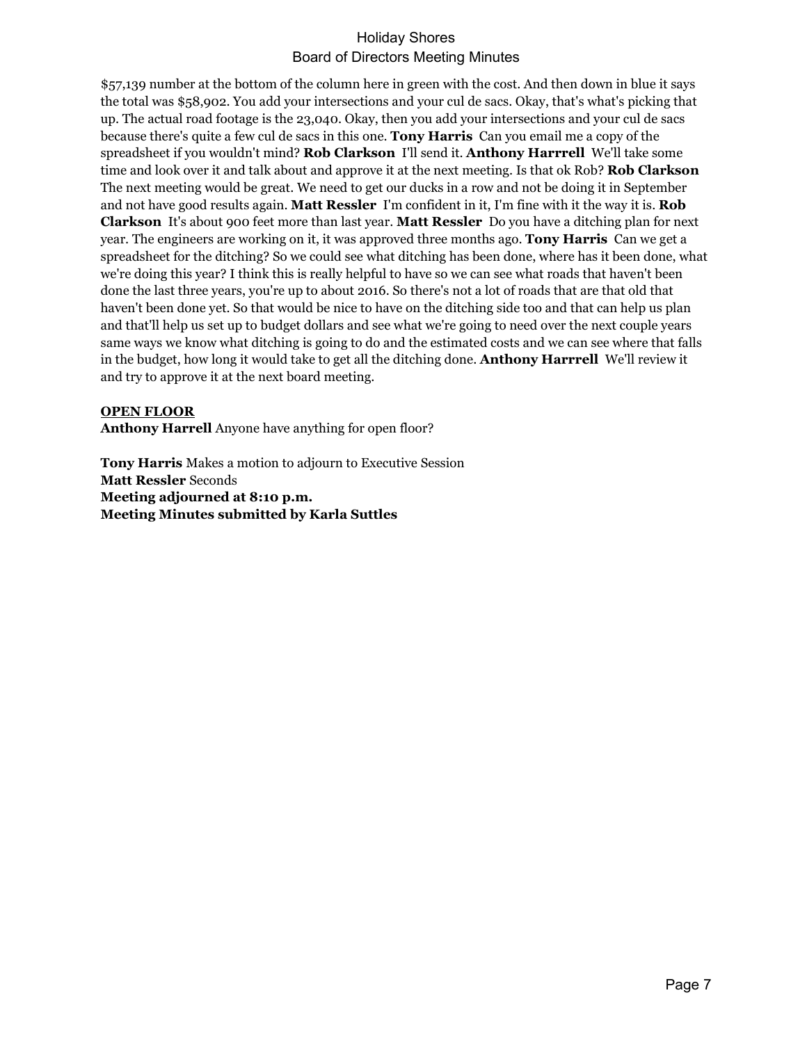$57,139 number at the bottom of the column here in green with the cost. And then down in blue it says the total was $58,902. You add your intersections and your cul de sacs. Okay, that's what's picking that up. The actual road footage is the 23,040. Okay, then you add your intersections and your cul de sacs because there's quite a few cul de sacs in this one. **Tony Harris** Can you email me a copy of the spreadsheet if you wouldn't mind? **Rob Clarkson** I'll send it. **Anthony Harrrell** We'll take some time and look over it and talk about and approve it at the next meeting. Is that ok Rob? **Rob Clarkson** The next meeting would be great. We need to get our ducks in a row and not be doing it in September and not have good results again. **Matt Ressler** I'm confident in it, I'm fine with it the way it is. **Rob Clarkson** It's about 900 feet more than last year. **Matt Ressler** Do you have a ditching plan for next year. The engineers are working on it, it was approved three months ago. **Tony Harris** Can we get a spreadsheet for the ditching? So we could see what ditching has been done, where has it been done, what we're doing this year? I think this is really helpful to have so we can see what roads that haven't been done the last three years, you're up to about 2016. So there's not a lot of roads that are that old that haven't been done yet. So that would be nice to have on the ditching side too and that can help us plan and that'll help us set up to budget dollars and see what we're going to need over the next couple years same ways we know what ditching is going to do and the estimated costs and we can see where that falls in the budget, how long it would take to get all the ditching done. **Anthony Harrrell** We'll review it and try to approve it at the next board meeting.

**OPEN FLOOR**

**Anthony Harrell** Anyone have anything for open floor?

**Tony Harris** Makes a motion to adjourn to Executive Session
**Matt Ressler** Seconds
**Meeting adjourned at 8:10 p.m.**
**Meeting Minutes submitted by Karla Suttles**